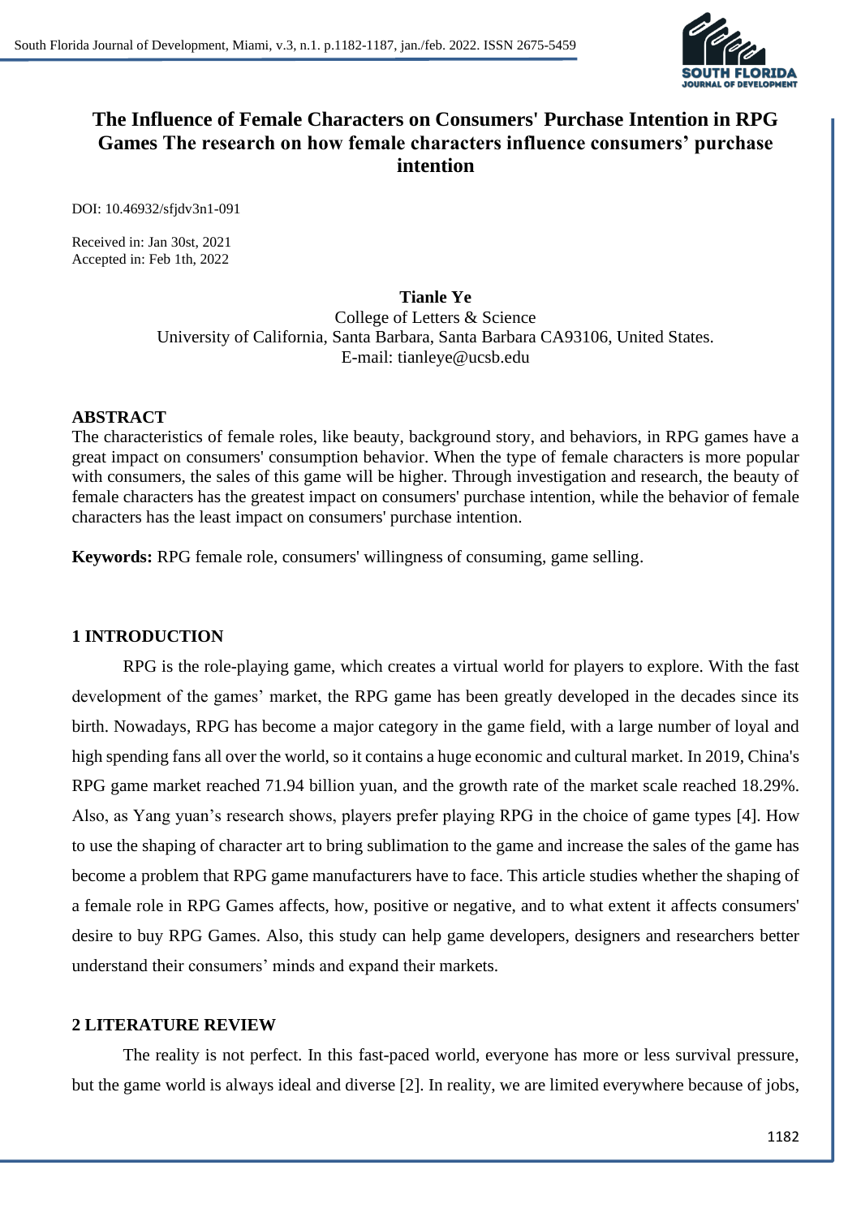# The Influence of Female Characters on Consumers' Purchase Intention in RPG Games The research on how female characters influence consumers' purchase intention

DOI: 10.46932/sfjdv3n1-091

Received in: Jan 30st, 2021
Accepted in: Feb 1th, 2022

**Tianle Ye**
College of Letters & Science
University of California, Santa Barbara, Santa Barbara CA93106, United States.
E-mail: tianleye@ucsb.edu

## ABSTRACT

The characteristics of female roles, like beauty, background story, and behaviors, in RPG games have a great impact on consumers' consumption behavior. When the type of female characters is more popular with consumers, the sales of this game will be higher. Through investigation and research, the beauty of female characters has the greatest impact on consumers' purchase intention, while the behavior of female characters has the least impact on consumers' purchase intention.

**Keywords:** RPG female role, consumers' willingness of consuming, game selling.

## 1 INTRODUCTION

RPG is the role-playing game, which creates a virtual world for players to explore. With the fast development of the games' market, the RPG game has been greatly developed in the decades since its birth. Nowadays, RPG has become a major category in the game field, with a large number of loyal and high spending fans all over the world, so it contains a huge economic and cultural market. In 2019, China's RPG game market reached 71.94 billion yuan, and the growth rate of the market scale reached 18.29%. Also, as Yang yuan's research shows, players prefer playing RPG in the choice of game types [4]. How to use the shaping of character art to bring sublimation to the game and increase the sales of the game has become a problem that RPG game manufacturers have to face. This article studies whether the shaping of a female role in RPG Games affects, how, positive or negative, and to what extent it affects consumers' desire to buy RPG Games. Also, this study can help game developers, designers and researchers better understand their consumers' minds and expand their markets.

## 2 LITERATURE REVIEW

The reality is not perfect. In this fast-paced world, everyone has more or less survival pressure, but the game world is always ideal and diverse [2]. In reality, we are limited everywhere because of jobs,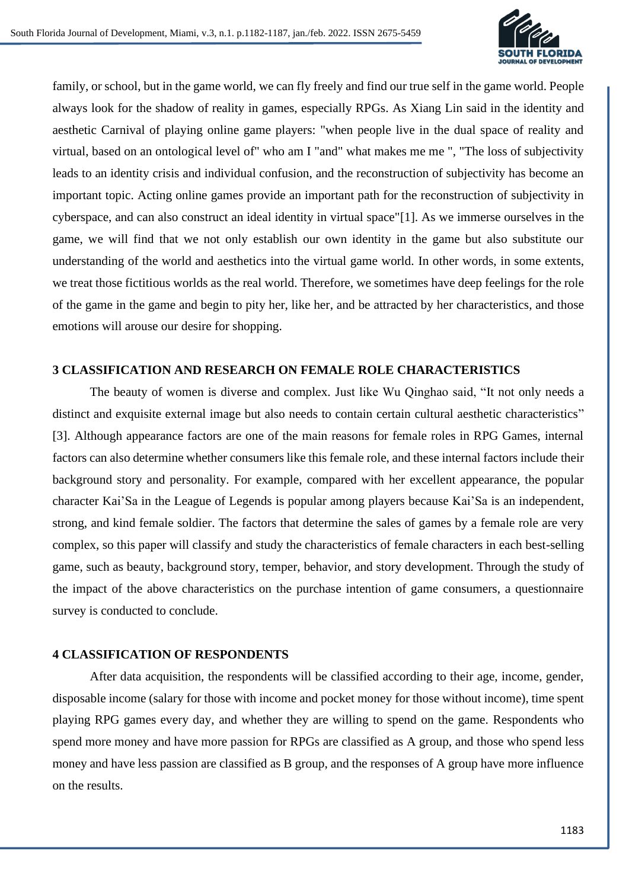family, or school, but in the game world, we can fly freely and find our true self in the game world. People always look for the shadow of reality in games, especially RPGs. As Xiang Lin said in the identity and aesthetic Carnival of playing online game players: "when people live in the dual space of reality and virtual, based on an ontological level of" who am I "and" what makes me me ", "The loss of subjectivity leads to an identity crisis and individual confusion, and the reconstruction of subjectivity has become an important topic. Acting online games provide an important path for the reconstruction of subjectivity in cyberspace, and can also construct an ideal identity in virtual space"[1]. As we immerse ourselves in the game, we will find that we not only establish our own identity in the game but also substitute our understanding of the world and aesthetics into the virtual game world. In other words, in some extents, we treat those fictitious worlds as the real world. Therefore, we sometimes have deep feelings for the role of the game in the game and begin to pity her, like her, and be attracted by her characteristics, and those emotions will arouse our desire for shopping.

## 3 CLASSIFICATION AND RESEARCH ON FEMALE ROLE CHARACTERISTICS

The beauty of women is diverse and complex. Just like Wu Qinghao said, "It not only needs a distinct and exquisite external image but also needs to contain certain cultural aesthetic characteristics" [3]. Although appearance factors are one of the main reasons for female roles in RPG Games, internal factors can also determine whether consumers like this female role, and these internal factors include their background story and personality. For example, compared with her excellent appearance, the popular character Kai'Sa in the League of Legends is popular among players because Kai'Sa is an independent, strong, and kind female soldier. The factors that determine the sales of games by a female role are very complex, so this paper will classify and study the characteristics of female characters in each best-selling game, such as beauty, background story, temper, behavior, and story development. Through the study of the impact of the above characteristics on the purchase intention of game consumers, a questionnaire survey is conducted to conclude.

## 4 CLASSIFICATION OF RESPONDENTS

After data acquisition, the respondents will be classified according to their age, income, gender, disposable income (salary for those with income and pocket money for those without income), time spent playing RPG games every day, and whether they are willing to spend on the game. Respondents who spend more money and have more passion for RPGs are classified as A group, and those who spend less money and have less passion are classified as B group, and the responses of A group have more influence on the results.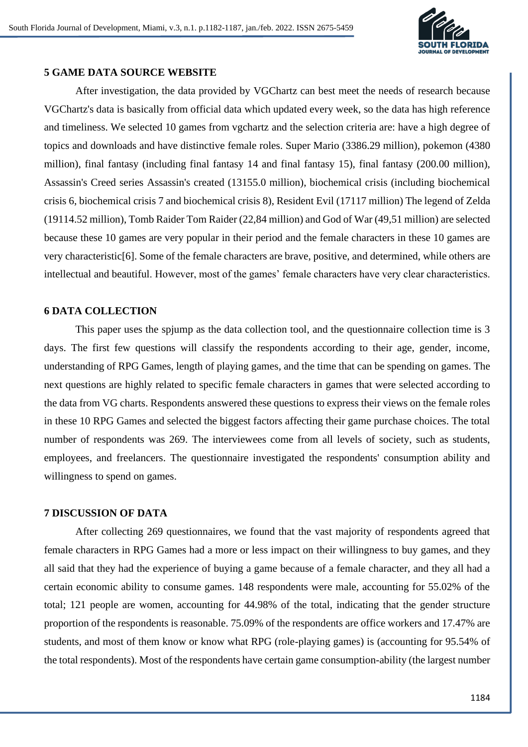## 5 GAME DATA SOURCE WEBSITE

After investigation, the data provided by VGChartz can best meet the needs of research because VGChartz's data is basically from official data which updated every week, so the data has high reference and timeliness. We selected 10 games from vgchartz and the selection criteria are: have a high degree of topics and downloads and have distinctive female roles. Super Mario (3386.29 million), pokemon (4380 million), final fantasy (including final fantasy 14 and final fantasy 15), final fantasy (200.00 million), Assassin's Creed series Assassin's created (13155.0 million), biochemical crisis (including biochemical crisis 6, biochemical crisis 7 and biochemical crisis 8), Resident Evil (17117 million) The legend of Zelda (19114.52 million), Tomb Raider Tom Raider (22,84 million) and God of War (49,51 million) are selected because these 10 games are very popular in their period and the female characters in these 10 games are very characteristic[6]. Some of the female characters are brave, positive, and determined, while others are intellectual and beautiful. However, most of the games' female characters have very clear characteristics.

## 6 DATA COLLECTION

This paper uses the spjump as the data collection tool, and the questionnaire collection time is 3 days. The first few questions will classify the respondents according to their age, gender, income, understanding of RPG Games, length of playing games, and the time that can be spending on games. The next questions are highly related to specific female characters in games that were selected according to the data from VG charts. Respondents answered these questions to express their views on the female roles in these 10 RPG Games and selected the biggest factors affecting their game purchase choices. The total number of respondents was 269. The interviewees come from all levels of society, such as students, employees, and freelancers. The questionnaire investigated the respondents' consumption ability and willingness to spend on games.

## 7 DISCUSSION OF DATA

After collecting 269 questionnaires, we found that the vast majority of respondents agreed that female characters in RPG Games had a more or less impact on their willingness to buy games, and they all said that they had the experience of buying a game because of a female character, and they all had a certain economic ability to consume games. 148 respondents were male, accounting for 55.02% of the total; 121 people are women, accounting for 44.98% of the total, indicating that the gender structure proportion of the respondents is reasonable. 75.09% of the respondents are office workers and 17.47% are students, and most of them know or know what RPG (role-playing games) is (accounting for 95.54% of the total respondents). Most of the respondents have certain game consumption-ability (the largest number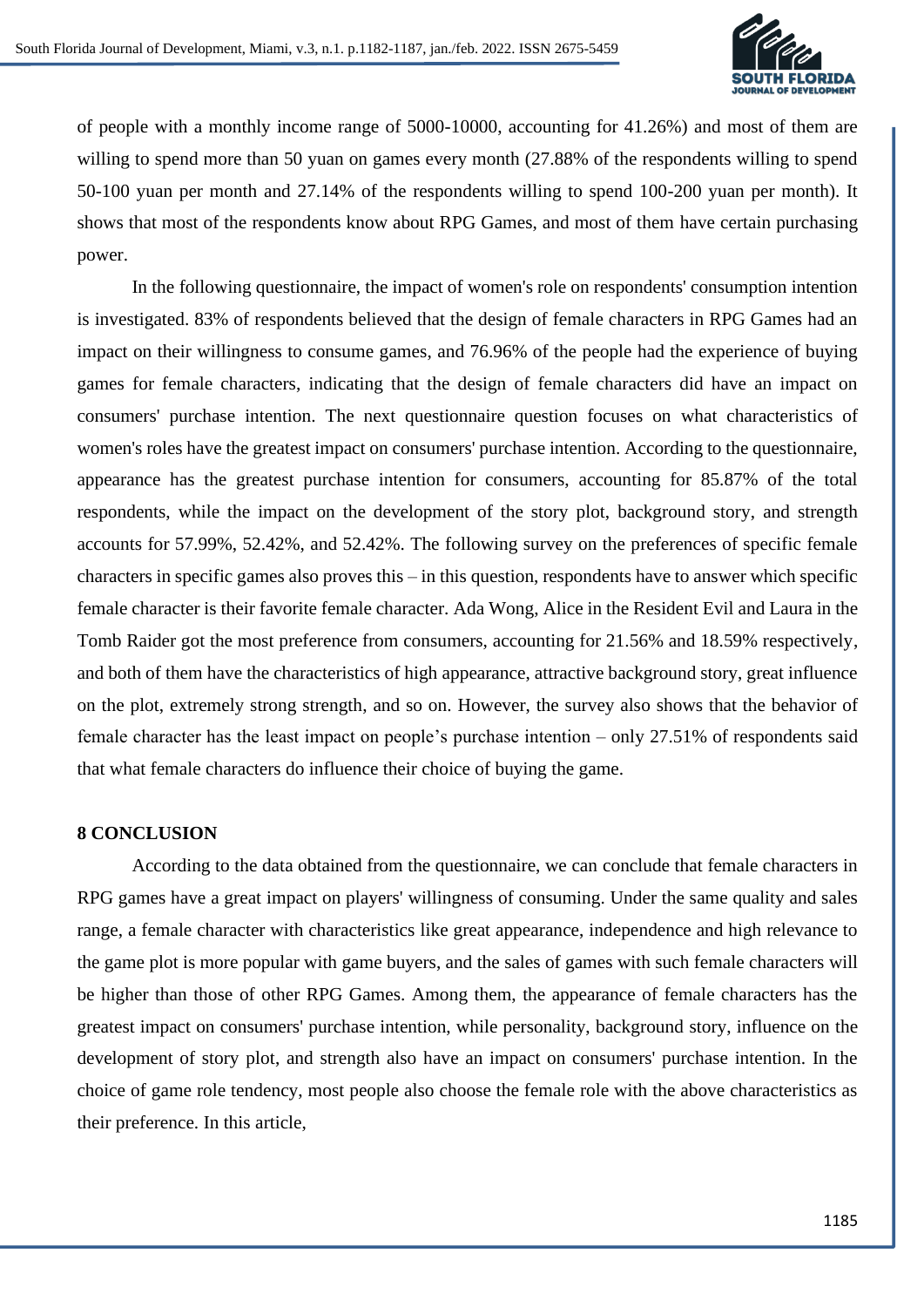of people with a monthly income range of 5000-10000, accounting for 41.26%) and most of them are willing to spend more than 50 yuan on games every month (27.88% of the respondents willing to spend 50-100 yuan per month and 27.14% of the respondents willing to spend 100-200 yuan per month). It shows that most of the respondents know about RPG Games, and most of them have certain purchasing power.

In the following questionnaire, the impact of women's role on respondents' consumption intention is investigated. 83% of respondents believed that the design of female characters in RPG Games had an impact on their willingness to consume games, and 76.96% of the people had the experience of buying games for female characters, indicating that the design of female characters did have an impact on consumers' purchase intention. The next questionnaire question focuses on what characteristics of women's roles have the greatest impact on consumers' purchase intention. According to the questionnaire, appearance has the greatest purchase intention for consumers, accounting for 85.87% of the total respondents, while the impact on the development of the story plot, background story, and strength accounts for 57.99%, 52.42%, and 52.42%. The following survey on the preferences of specific female characters in specific games also proves this – in this question, respondents have to answer which specific female character is their favorite female character. Ada Wong, Alice in the Resident Evil and Laura in the Tomb Raider got the most preference from consumers, accounting for 21.56% and 18.59% respectively, and both of them have the characteristics of high appearance, attractive background story, great influence on the plot, extremely strong strength, and so on. However, the survey also shows that the behavior of female character has the least impact on people's purchase intention – only 27.51% of respondents said that what female characters do influence their choice of buying the game.

## 8 CONCLUSION

According to the data obtained from the questionnaire, we can conclude that female characters in RPG games have a great impact on players' willingness of consuming. Under the same quality and sales range, a female character with characteristics like great appearance, independence and high relevance to the game plot is more popular with game buyers, and the sales of games with such female characters will be higher than those of other RPG Games. Among them, the appearance of female characters has the greatest impact on consumers' purchase intention, while personality, background story, influence on the development of story plot, and strength also have an impact on consumers' purchase intention. In the choice of game role tendency, most people also choose the female role with the above characteristics as their preference. In this article,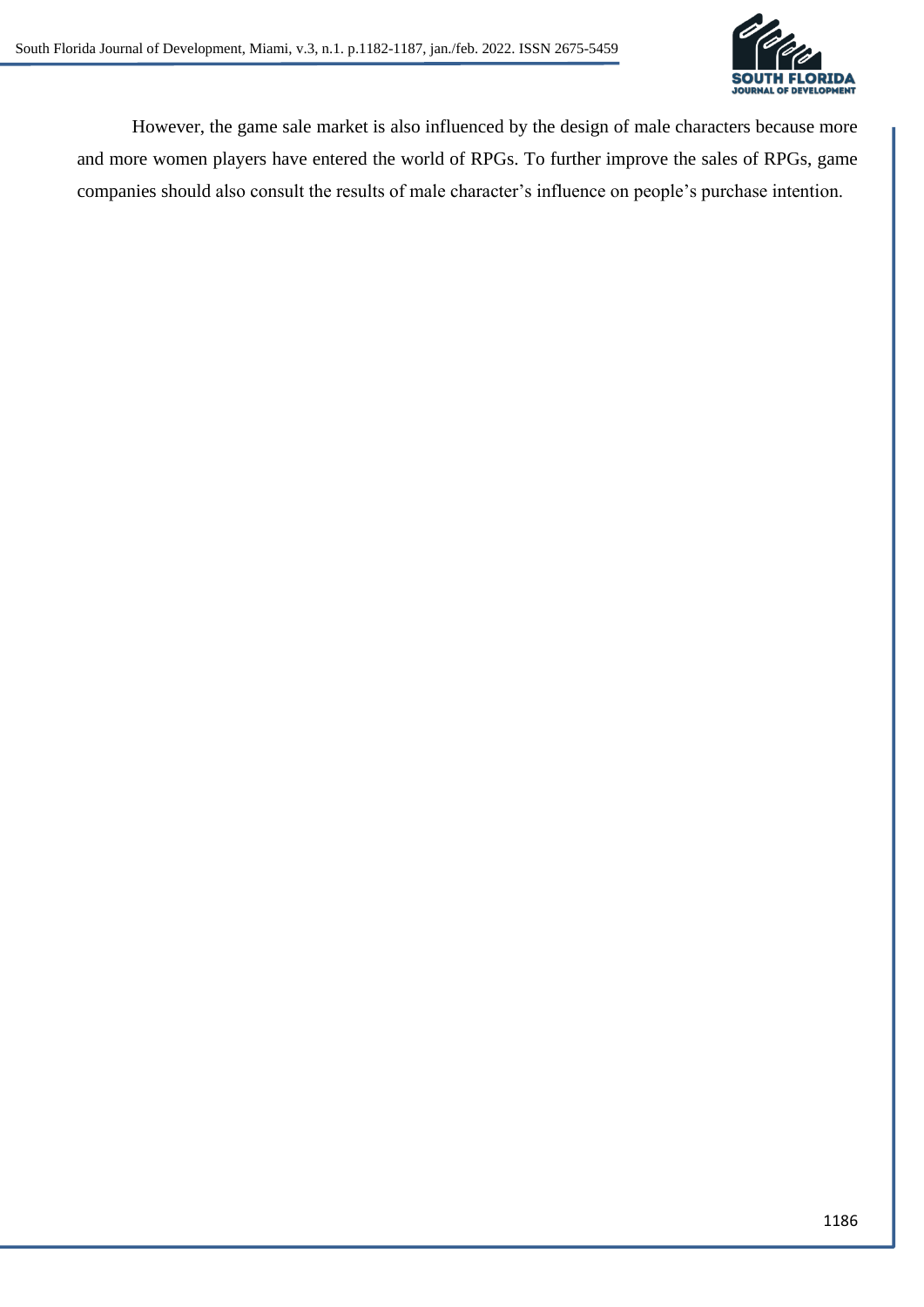However, the game sale market is also influenced by the design of male characters because more and more women players have entered the world of RPGs. To further improve the sales of RPGs, game companies should also consult the results of male character's influence on people's purchase intention.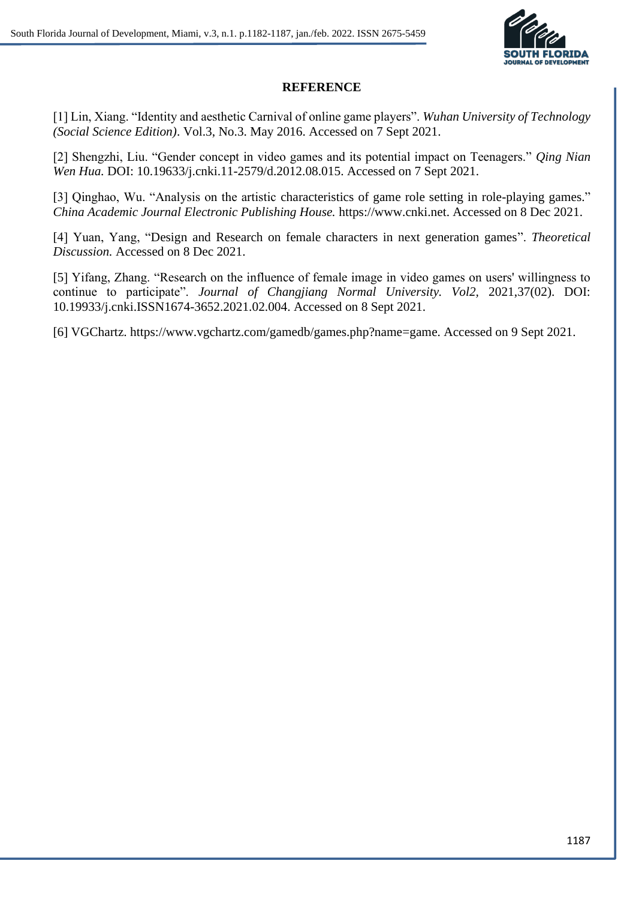## REFERENCE

[1] Lin, Xiang. "Identity and aesthetic Carnival of online game players". *Wuhan University of Technology (Social Science Edition)*. Vol.3, No.3. May 2016. Accessed on 7 Sept 2021.

[2] Shengzhi, Liu. "Gender concept in video games and its potential impact on Teenagers." *Qing Nian Wen Hua.* DOI: 10.19633/j.cnki.11-2579/d.2012.08.015. Accessed on 7 Sept 2021.

[3] Qinghao, Wu. "Analysis on the artistic characteristics of game role setting in role-playing games." *China Academic Journal Electronic Publishing House.* https://www.cnki.net. Accessed on 8 Dec 2021.

[4] Yuan, Yang, "Design and Research on female characters in next generation games". *Theoretical Discussion.* Accessed on 8 Dec 2021.

[5] Yifang, Zhang. "Research on the influence of female image in video games on users' willingness to continue to participate". *Journal of Changjiang Normal University. Vol2,* 2021,37(02). DOI: 10.19933/j.cnki.ISSN1674-3652.2021.02.004. Accessed on 8 Sept 2021.

[6] VGChartz. https://www.vgchartz.com/gamedb/games.php?name=game. Accessed on 9 Sept 2021.